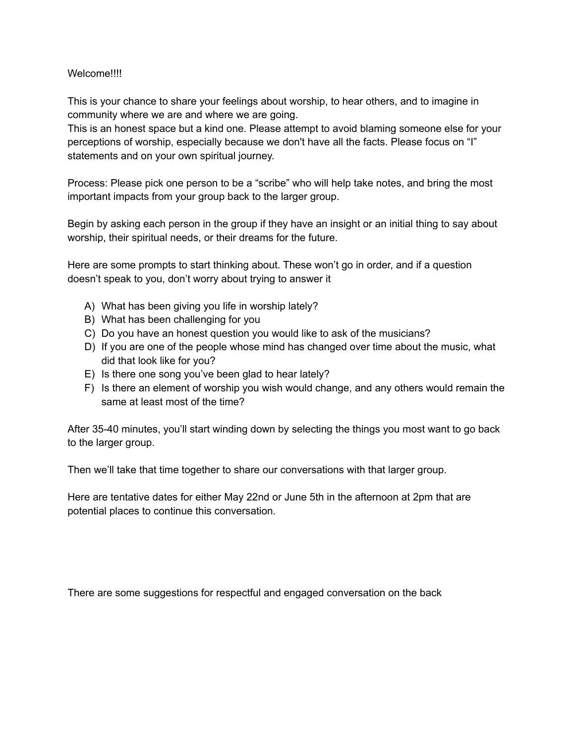Welcome!!!!

This is your chance to share your feelings about worship, to hear others, and to imagine in community where we are and where we are going.
This is an honest space but a kind one. Please attempt to avoid blaming someone else for your perceptions of worship, especially because we don't have all the facts. Please focus on "I" statements and on your own spiritual journey.

Process: Please pick one person to be a "scribe" who will help take notes, and bring the most important impacts from your group back to the larger group.

Begin by asking each person in the group if they have an insight or an initial thing to say about worship, their spiritual needs, or their dreams for the future.

Here are some prompts to start thinking about. These won't go in order, and if a question doesn't speak to you, don't worry about trying to answer it

A) What has been giving you life in worship lately?
B) What has been challenging for you
C) Do you have an honest question you would like to ask of the musicians?
D) If you are one of the people whose mind has changed over time about the music, what did that look like for you?
E) Is there one song you've been glad to hear lately?
F) Is there an element of worship you wish would change, and any others would remain the same at least most of the time?

After 35-40 minutes, you'll start winding down by selecting the things you most want to go back to the larger group.

Then we'll take that time together to share our conversations with that larger group.

Here are tentative dates for either May 22nd or June 5th in the afternoon at 2pm that are potential places to continue this conversation.

There are some suggestions for respectful and engaged conversation on the back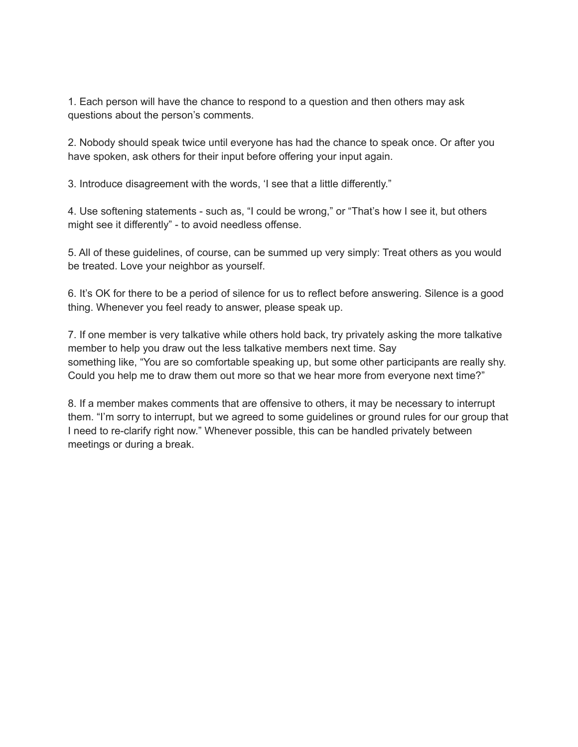1. Each person will have the chance to respond to a question and then others may ask questions about the person's comments.

2. Nobody should speak twice until everyone has had the chance to speak once. Or after you have spoken, ask others for their input before offering your input again.

3. Introduce disagreement with the words, 'I see that a little differently."

4. Use softening statements - such as, "I could be wrong," or "That's how I see it, but others might see it differently" - to avoid needless offense.

5. All of these guidelines, of course, can be summed up very simply: Treat others as you would be treated. Love your neighbor as yourself.

6. It's OK for there to be a period of silence for us to reflect before answering. Silence is a good thing. Whenever you feel ready to answer, please speak up.

7. If one member is very talkative while others hold back, try privately asking the more talkative member to help you draw out the less talkative members next time. Say something like, "You are so comfortable speaking up, but some other participants are really shy. Could you help me to draw them out more so that we hear more from everyone next time?"

8. If a member makes comments that are offensive to others, it may be necessary to interrupt them. "I'm sorry to interrupt, but we agreed to some guidelines or ground rules for our group that I need to re-clarify right now." Whenever possible, this can be handled privately between meetings or during a break.